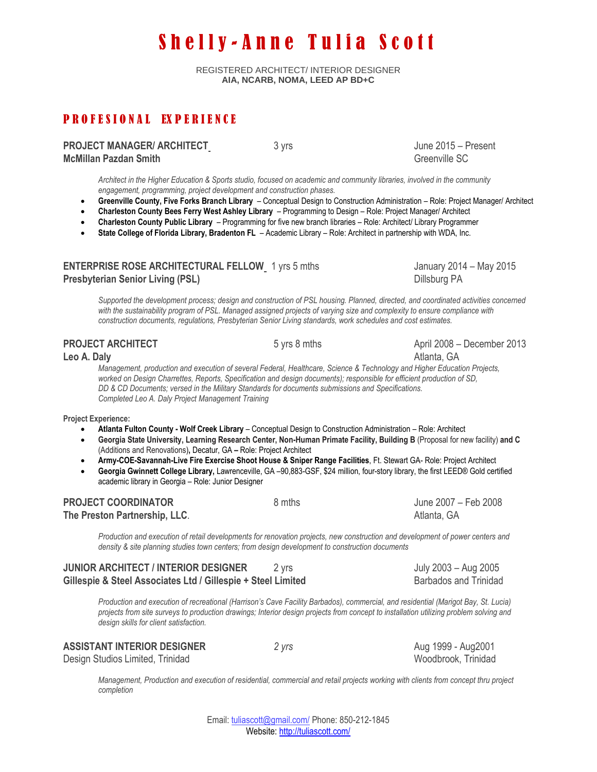# Shelly-Anne Tulia Scott

REGISTERED ARCHITECT/ INTERIOR DESIGNER
**AIA, NCARB, NOMA, LEED AP BD+C**

## PROFESIONAL EXPERIENCE

**PROJECT MANAGER/ ARCHITECT** 3 yrs June 2015 – Present
**McMillan Pazdan Smith** Greenville SC

*Architect in the Higher Education & Sports studio, focused on academic and community libraries, involved in the community engagement, programming, project development and construction phases.*

- **Greenville County, Five Forks Branch Library** – Conceptual Design to Construction Administration – Role: Project Manager/ Architect
- **Charleston County Bees Ferry West Ashley Library** – Programming to Design – Role: Project Manager/ Architect
- **Charleston County Public Library** – Programming for five new branch libraries – Role: Architect/ Library Programmer
- **State College of Florida Library, Bradenton FL** – Academic Library – Role: Architect in partnership with WDA, Inc.

**ENTERPRISE ROSE ARCHITECTURAL FELLOW** 1 yrs 5 mths January 2014 – May 2015
**Presbyterian Senior Living (PSL)** Dillsburg PA

*Supported the development process; design and construction of PSL housing. Planned, directed, and coordinated activities concerned with the sustainability program of PSL. Managed assigned projects of varying size and complexity to ensure compliance with construction documents, regulations, Presbyterian Senior Living standards, work schedules and cost estimates.*

**PROJECT ARCHITECT** 5 yrs 8 mths April 2008 – December 2013
**Leo A. Daly** Atlanta, GA

*Management, production and execution of several Federal, Healthcare, Science & Technology and Higher Education Projects, worked on Design Charrettes, Reports, Specification and design documents); responsible for efficient production of SD, DD & CD Documents; versed in the Military Standards for documents submissions and Specifications.*
*Completed Leo A. Daly Project Management Training*

**Project Experience:**

- **Atlanta Fulton County - Wolf Creek Library** – Conceptual Design to Construction Administration – Role: Architect
- **Georgia State University, Learning Research Center, Non-Human Primate Facility, Building B** (Proposal for new facility) **and C** (Additions and Renovations)**,** Decatur, GA **–** Role: Project Architect
- **Army-COE-Savannah-Live Fire Exercise Shoot House & Sniper Range Facilities**, Ft. Stewart GA- Role: Project Architect
- **Georgia Gwinnett College Library,** Lawrenceville, GA –90,883-GSF, $24 million, four-story library, the first LEED® Gold certified academic library in Georgia – Role: Junior Designer

**PROJECT COORDINATOR** 8 mths June 2007 – Feb 2008
**The Preston Partnership, LLC**. Atlanta, GA

*Production and execution of retail developments for renovation projects, new construction and development of power centers and density & site planning studies town centers; from design development to construction documents*

**JUNIOR ARCHITECT / INTERIOR DESIGNER** 2 yrs July 2003 – Aug 2005
**Gillespie & Steel Associates Ltd / Gillespie + Steel Limited** Barbados and Trinidad

*Production and execution of recreational (Harrison's Cave Facility Barbados), commercial, and residential (Marigot Bay, St. Lucia) projects from site surveys to production drawings; Interior design projects from concept to installation utilizing problem solving and design skills for client satisfaction.*

**ASSISTANT INTERIOR DESIGNER** *2 yrs* Aug 1999 - Aug2001
Design Studios Limited, Trinidad Woodbrook, Trinidad

*Management, Production and execution of residential, commercial and retail projects working with clients from concept thru project completion*

Email: tuliascott@gmail.com/ Phone: 850-212-1845
Website: http://tuliascott.com/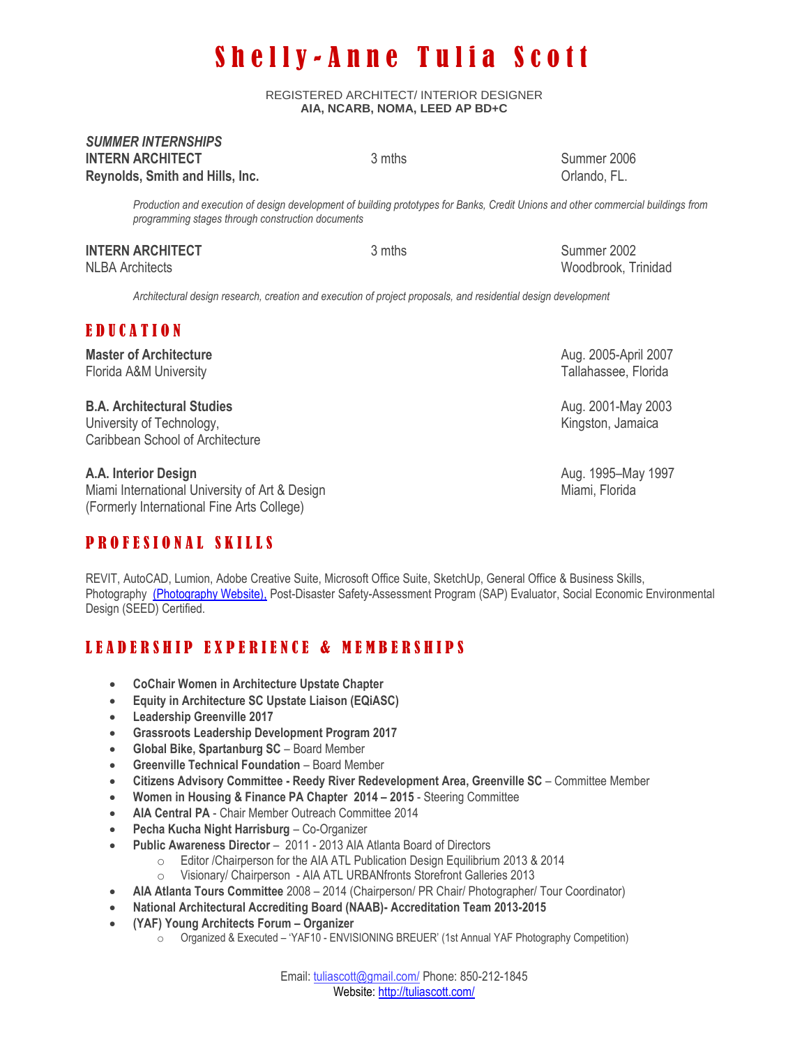# Shelly-Anne Tulia Scott

REGISTERED ARCHITECT/ INTERIOR DESIGNER
**AIA, NCARB, NOMA, LEED AP BD+C**

***SUMMER INTERNSHIPS***

**INTERN ARCHITECT** 3 mths Summer 2006
**Reynolds, Smith and Hills, Inc.** Orlando, FL.

*Production and execution of design development of building prototypes for Banks, Credit Unions and other commercial buildings from programming stages through construction documents*

**INTERN ARCHITECT** 3 mths Summer 2002
NLBA Architects Woodbrook, Trinidad

*Architectural design research, creation and execution of project proposals, and residential design development*

## EDUCATION

**Master of Architecture** Aug. 2005-April 2007
Florida A&M University Tallahassee, Florida

**B.A. Architectural Studies** Aug. 2001-May 2003
University of Technology, Kingston, Jamaica
Caribbean School of Architecture

**A.A. Interior Design** Aug. 1995–May 1997
Miami International University of Art & Design Miami, Florida
(Formerly International Fine Arts College)

## PROFESIONAL SKILLS

REVIT, AutoCAD, Lumion, Adobe Creative Suite, Microsoft Office Suite, SketchUp, General Office & Business Skills, Photography (Photography Website), Post-Disaster Safety-Assessment Program (SAP) Evaluator, Social Economic Environmental Design (SEED) Certified.

## LEADERSHIP EXPERIENCE & MEMBERSHIPS

- **CoChair Women in Architecture Upstate Chapter**
- **Equity in Architecture SC Upstate Liaison (EQiASC)**
- **Leadership Greenville 2017**
- **Grassroots Leadership Development Program 2017**
- **Global Bike, Spartanburg SC** – Board Member
- **Greenville Technical Foundation** – Board Member
- **Citizens Advisory Committee - Reedy River Redevelopment Area, Greenville SC** – Committee Member
- **Women in Housing & Finance PA Chapter 2014 – 2015** - Steering Committee
- **AIA Central PA** - Chair Member Outreach Committee 2014
- **Pecha Kucha Night Harrisburg** – Co-Organizer
- **Public Awareness Director** – 2011 - 2013 AIA Atlanta Board of Directors
  - Editor /Chairperson for the AIA ATL Publication Design Equilibrium 2013 & 2014
  - Visionary/ Chairperson - AIA ATL URBANfronts Storefront Galleries 2013
- **AIA Atlanta Tours Committee** 2008 – 2014 (Chairperson/ PR Chair/ Photographer/ Tour Coordinator)
- **National Architectural Accrediting Board (NAAB)- Accreditation Team 2013-2015**
- **(YAF) Young Architects Forum – Organizer**
  - Organized & Executed – 'YAF10 - ENVISIONING BREUER' (1st Annual YAF Photography Competition)

Email: tuliascott@gmail.com/ Phone: 850-212-1845
Website: http://tuliascott.com/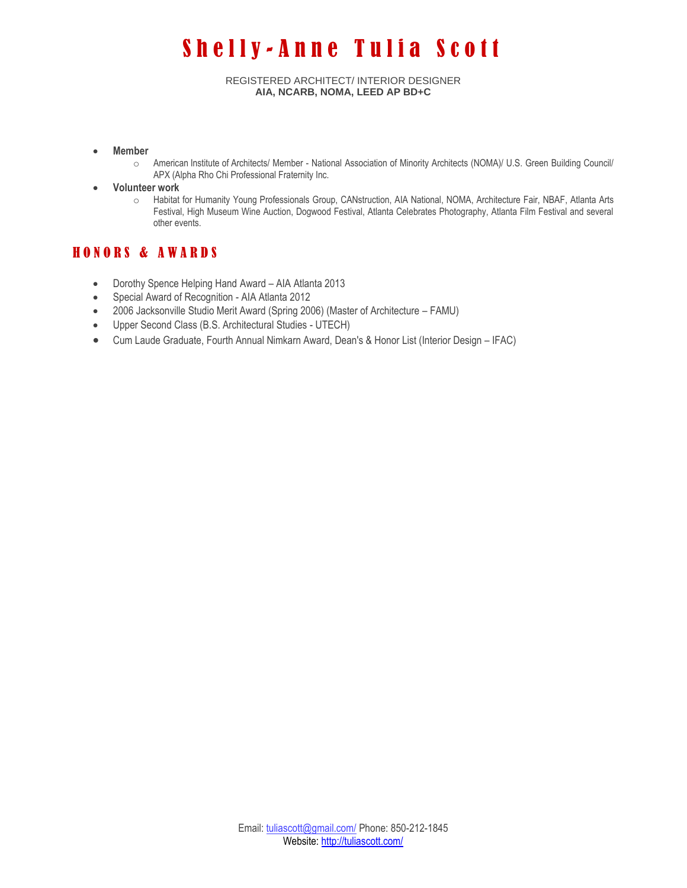# Shelly-Anne Tulia Scott

REGISTERED ARCHITECT/ INTERIOR DESIGNER
**AIA, NCARB, NOMA, LEED AP BD+C**

- **Member**
  - American Institute of Architects/ Member - National Association of Minority Architects (NOMA)/ U.S. Green Building Council/ APX (Alpha Rho Chi Professional Fraternity Inc.
- **Volunteer work**
  - Habitat for Humanity Young Professionals Group, CANstruction, AIA National, NOMA, Architecture Fair, NBAF, Atlanta Arts Festival, High Museum Wine Auction, Dogwood Festival, Atlanta Celebrates Photography, Atlanta Film Festival and several other events.

## HONORS & AWARDS

- Dorothy Spence Helping Hand Award – AIA Atlanta 2013
- Special Award of Recognition - AIA Atlanta 2012
- 2006 Jacksonville Studio Merit Award (Spring 2006) (Master of Architecture – FAMU)
- Upper Second Class (B.S. Architectural Studies - UTECH)
- Cum Laude Graduate, Fourth Annual Nimkarn Award, Dean's & Honor List (Interior Design – IFAC)

Email: tuliascott@gmail.com/ Phone: 850-212-1845
Website: http://tuliascott.com/